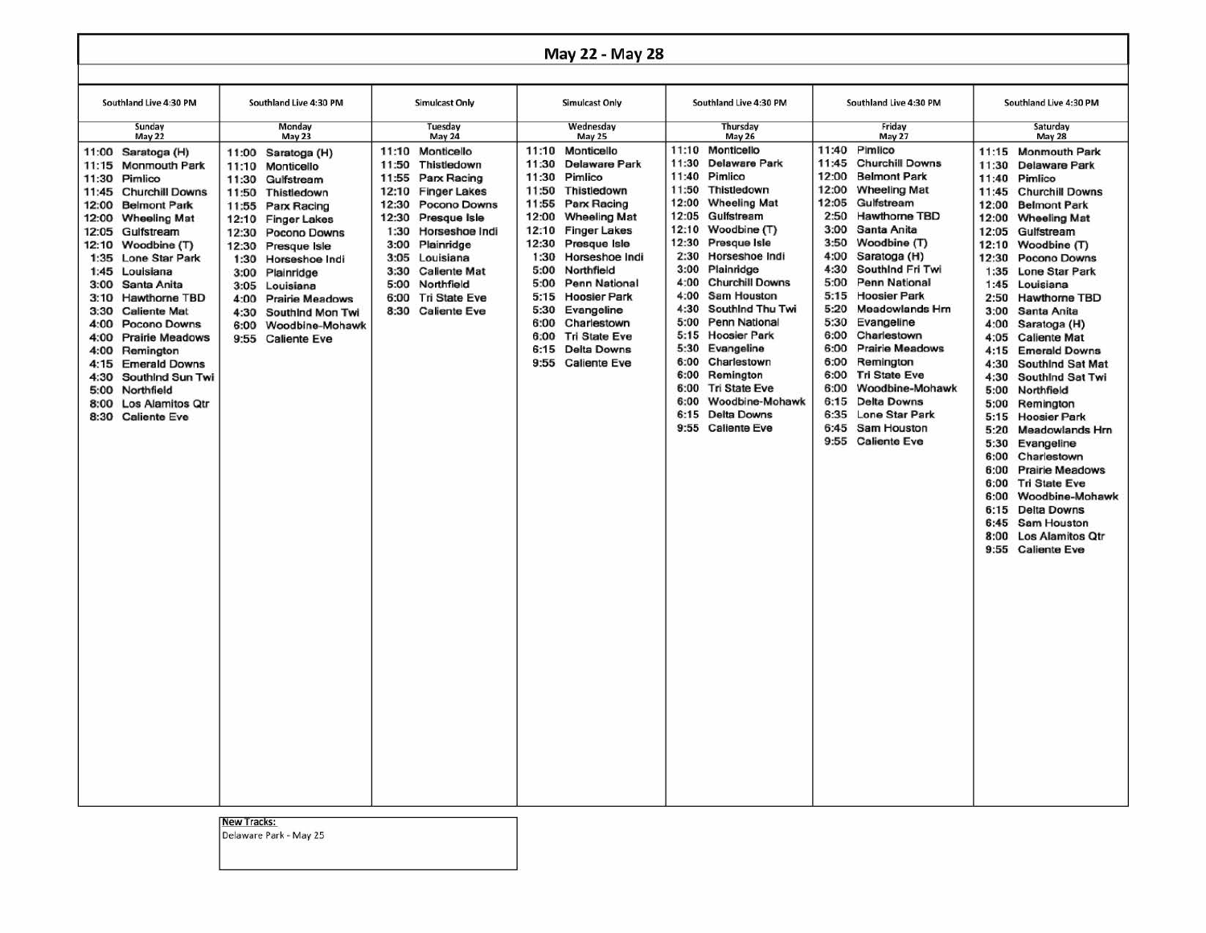# May 22 - May 28

| Southland Live 4:30 PM | Southland Live 4:30 PM | Simulcast Only | Simulcast Only | Southland Live 4:30 PM | Southland Live 4:30 PM | Southland Live 4:30 PM |
|---|---|---|---|---|---|---|
| Sunday May 22 | Monday May 23 | Tuesday May 24 | Wednesday May 25 | Thursday May 26 | Friday May 27 | Saturday May 28 |
| 11:00 Saratoga (H) | 11:00 Saratoga (H) | 11:10 Monticello | 11:10 Monticello | 11:10 Monticello | 11:40 Pimlico | 11:15 Monmouth Park |
| 11:15 Monmouth Park | 11:10 Monticello | 11:50 Thistledown | 11:30 Delaware Park | 11:30 Delaware Park | 11:45 Churchill Downs | 11:30 Delaware Park |
| 11:30 Pimlico | 11:30 Gulfstream | 11:55 Parx Racing | 11:30 Pimlico | 11:40 Pimlico | 12:00 Belmont Park | 11:40 Pimlico |
| 11:45 Churchill Downs | 11:50 Thistledown | 12:10 Finger Lakes | 11:50 Thistledown | 11:50 Thistledown | 12:00 Wheeling Mat | 11:45 Churchill Downs |
| 12:00 Belmont Park | 11:55 Parx Racing | 12:30 Pocono Downs | 11:55 Parx Racing | 12:00 Wheeling Mat | 12:05 Gulfstream | 12:00 Belmont Park |
| 12:00 Wheeling Mat | 12:10 Finger Lakes | 12:30 Presque Isle | 12:00 Wheeling Mat | 12:05 Gulfstream | 2:50 Hawthorne TBD | 12:00 Wheeling Mat |
| 12:05 Gulfstream | 12:30 Pocono Downs | 1:30 Horseshoe Indi | 12:10 Finger Lakes | 12:10 Woodbine (T) | 3:00 Santa Anita | 12:05 Gulfstream |
| 12:10 Woodbine (T) | 12:30 Presque Isle | 3:00 Plainridge | 12:30 Presque Isle | 12:30 Presque Isle | 3:50 Woodbine (T) | 12:10 Woodbine (T) |
| 1:35 Lone Star Park | 1:30 Horseshoe Indi | 3:05 Louisiana | 1:30 Horseshoe Indi | 2:30 Horseshoe Indi | 4:00 Saratoga (H) | 12:30 Pocono Downs |
| 1:45 Louisiana | 3:00 Plainridge | 3:30 Caliente Mat | 5:00 Northfield | 3:00 Plainridge | 4:30 Southlnd Fri Twi | 1:35 Lone Star Park |
| 3:00 Santa Anita | 3:05 Louisiana | 5:00 Northfield | 5:00 Penn National | 4:00 Churchill Downs | 5:00 Penn National | 1:45 Louisiana |
| 3:10 Hawthorne TBD | 4:00 Prairie Meadows | 6:00 Tri State Eve | 5:15 Hoosier Park | 4:00 Sam Houston | 5:15 Hoosier Park | 2:50 Hawthorne TBD |
| 3:30 Caliente Mat | 4:30 Southlnd Mon Twi | 8:30 Caliente Eve | 5:30 Evangeline | 4:30 Southlnd Thu Twi | 5:20 Meadowlands Hrn | 3:00 Santa Anita |
| 4:00 Pocono Downs | 6:00 Woodbine-Mohawk | | 6:00 Charlestown | 5:00 Penn National | 5:30 Evangeline | 4:00 Saratoga (H) |
| 4:00 Prairie Meadows | 9:55 Caliente Eve | | 6:00 Tri State Eve | 5:15 Hoosier Park | 6:00 Charlestown | 4:05 Caliente Mat |
| 4:00 Remington | | | 6:15 Delta Downs | 5:30 Evangeline | 6:00 Prairie Meadows | 4:15 Emerald Downs |
| 4:15 Emerald Downs | | | 9:55 Caliente Eve | 6:00 Charlestown | 6:00 Remington | 4:30 Southlnd Sat Mat |
| 4:30 Southlnd Sun Twi | | | | 6:00 Remington | 6:00 Tri State Eve | 4:30 Southlnd Sat Twi |
| 5:00 Northfield | | | | 6:00 Tri State Eve | 6:00 Woodbine-Mohawk | 5:00 Northfield |
| 8:00 Los Alamitos Qtr | | | | 6:00 Woodbine-Mohawk | 6:15 Delta Downs | 5:00 Remington |
| 8:30 Caliente Eve | | | | 6:15 Delta Downs | 6:35 Lone Star Park | 5:15 Hoosier Park |
| | | | | 9:55 Caliente Eve | 6:45 Sam Houston | 5:20 Meadowlands Hrn |
| | | | | | 9:55 Caliente Eve | 5:30 Evangeline |
| | | | | | | 6:00 Charlestown |
| | | | | | | 6:00 Prairie Meadows |
| | | | | | | 6:00 Tri State Eve |
| | | | | | | 6:00 Woodbine-Mohawk |
| | | | | | | 6:15 Delta Downs |
| | | | | | | 6:45 Sam Houston |
| | | | | | | 8:00 Los Alamitos Qtr |
| | | | | | | 9:55 Caliente Eve |

**New Tracks:**

Delaware Park - May 25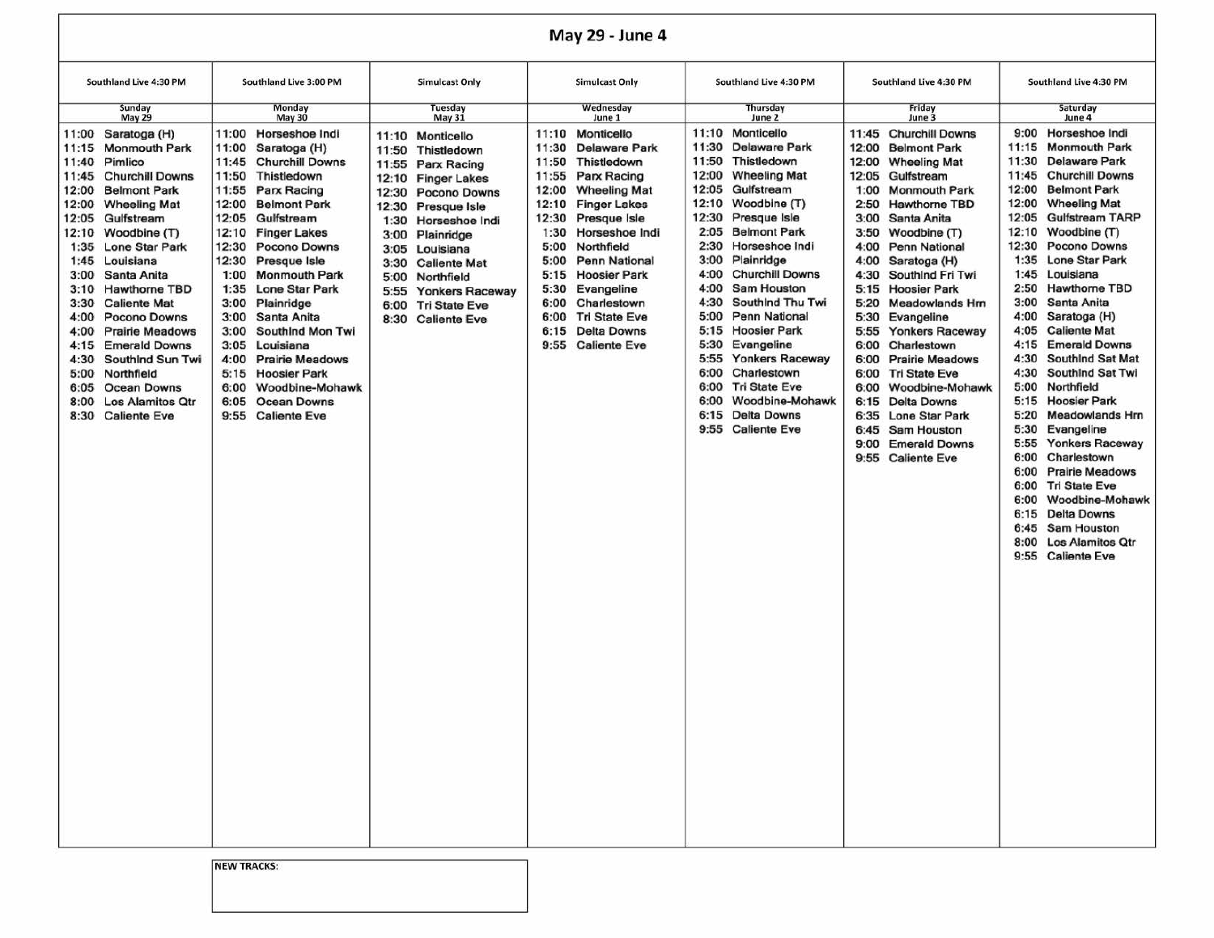# May 29 - June 4

| Southland Live 4:30 PM | Southland Live 3:00 PM | Simulcast Only | Simulcast Only | Southland Live 4:30 PM | Southland Live 4:30 PM | Southland Live 4:30 PM |
|---|---|---|---|---|---|---|
| Sunday May 29 | Monday May 30 | Tuesday May 31 | Wednesday June 1 | Thursday June 2 | Friday June 3 | Saturday June 4 |
| 11:00 Saratoga (H) | 11:00 Horseshoe Indi | 11:10 Monticello | 11:10 Monticello | 11:10 Monticello | 11:45 Churchill Downs | 9:00 Horseshoe Indi |
| 11:15 Monmouth Park | 11:00 Saratoga (H) | 11:50 Thistledown | 11:30 Delaware Park | 11:30 Delaware Park | 12:00 Belmont Park | 11:15 Monmouth Park |
| 11:40 Pimlico | 11:45 Churchill Downs | 11:55 Parx Racing | 11:50 Thistledown | 11:50 Thistledown | 12:00 Wheeling Mat | 11:30 Delaware Park |
| 11:45 Churchill Downs | 11:50 Thistledown | 12:10 Finger Lakes | 11:55 Parx Racing | 12:00 Wheeling Mat | 12:05 Gulfstream | 11:45 Churchill Downs |
| 12:00 Belmont Park | 11:55 Parx Racing | 12:30 Pocono Downs | 12:00 Wheeling Mat | 12:05 Gulfstream | 1:00 Monmouth Park | 12:00 Belmont Park |
| 12:00 Wheeling Mat | 12:00 Belmont Park | 12:30 Presque Isle | 12:10 Finger Lakes | 12:10 Woodbine (T) | 2:50 Hawthorne TBD | 12:00 Wheeling Mat |
| 12:05 Gulfstream | 12:05 Gulfstream | 1:30 Horseshoe Indi | 12:30 Presque Isle | 12:30 Presque Isle | 3:00 Santa Anita | 12:05 Gulfstream TARP |
| 12:10 Woodbine (T) | 12:10 Finger Lakes | 3:00 Plainridge | 1:30 Horseshoe Indi | 2:05 Belmont Park | 3:50 Woodbine (T) | 12:10 Woodbine (T) |
| 1:35 Lone Star Park | 12:30 Pocono Downs | 3:05 Louisiana | 5:00 Northfield | 2:30 Horseshoe Indi | 4:00 Penn National | 12:30 Pocono Downs |
| 1:45 Louisiana | 12:30 Presque Isle | 3:30 Caliente Mat | 5:00 Penn National | 3:00 Plainridge | 4:00 Saratoga (H) | 1:35 Lone Star Park |
| 3:00 Santa Anita | 1:00 Monmouth Park | 5:00 Northfield | 5:15 Hoosier Park | 4:00 Churchill Downs | 4:30 Southlnd Fri Twi | 1:45 Louisiana |
| 3:10 Hawthorne TBD | 1:35 Lone Star Park | 5:55 Yonkers Raceway | 5:30 Evangeline | 4:00 Sam Houston | 5:15 Hoosier Park | 2:50 Hawthorne TBD |
| 3:30 Caliente Mat | 3:00 Plainridge | 6:00 Tri State Eve | 6:00 Charlestown | 4:30 Southlnd Thu Twi | 5:20 Meadowlands Hrn | 3:00 Santa Anita |
| 4:00 Pocono Downs | 3:00 Santa Anita | 8:30 Caliente Eve | 6:00 Tri State Eve | 5:00 Penn National | 5:30 Evangeline | 4:00 Saratoga (H) |
| 4:00 Prairie Meadows | 3:00 Southlnd Mon Twi | | 6:15 Delta Downs | 5:15 Hoosier Park | 5:55 Yonkers Raceway | 4:05 Caliente Mat |
| 4:15 Emerald Downs | 3:05 Louisiana | | 9:55 Caliente Eve | 5:30 Evangeline | 6:00 Charlestown | 4:15 Emerald Downs |
| 4:30 Southlnd Sun Twi | 4:00 Prairie Meadows | | | 5:55 Yonkers Raceway | 6:00 Prairie Meadows | 4:30 Southlnd Sat Mat |
| 5:00 Northfield | 5:15 Hoosier Park | | | 6:00 Charlestown | 6:00 Tri State Eve | 4:30 Southlnd Sat Twi |
| 6:05 Ocean Downs | 6:00 Woodbine-Mohawk | | | 6:00 Tri State Eve | 6:00 Woodbine-Mohawk | 5:00 Northfield |
| 8:00 Los Alamitos Qtr | 6:05 Ocean Downs | | | 6:00 Woodbine-Mohawk | 6:15 Delta Downs | 5:15 Hoosier Park |
| 8:30 Caliente Eve | 9:55 Caliente Eve | | | 6:15 Delta Downs | 6:35 Lone Star Park | 5:20 Meadowlands Hrn |
| | | | | 9:55 Caliente Eve | 6:45 Sam Houston | 5:30 Evangeline |
| | | | | | 9:00 Emerald Downs | 5:55 Yonkers Raceway |
| | | | | | 9:55 Caliente Eve | 6:00 Charlestown |
| | | | | | | 6:00 Prairie Meadows |
| | | | | | | 6:00 Tri State Eve |
| | | | | | | 6:00 Woodbine-Mohawk |
| | | | | | | 6:15 Delta Downs |
| | | | | | | 6:45 Sam Houston |
| | | | | | | 8:00 Los Alamitos Qtr |
| | | | | | | 9:55 Caliente Eve |

NEW TRACKS: